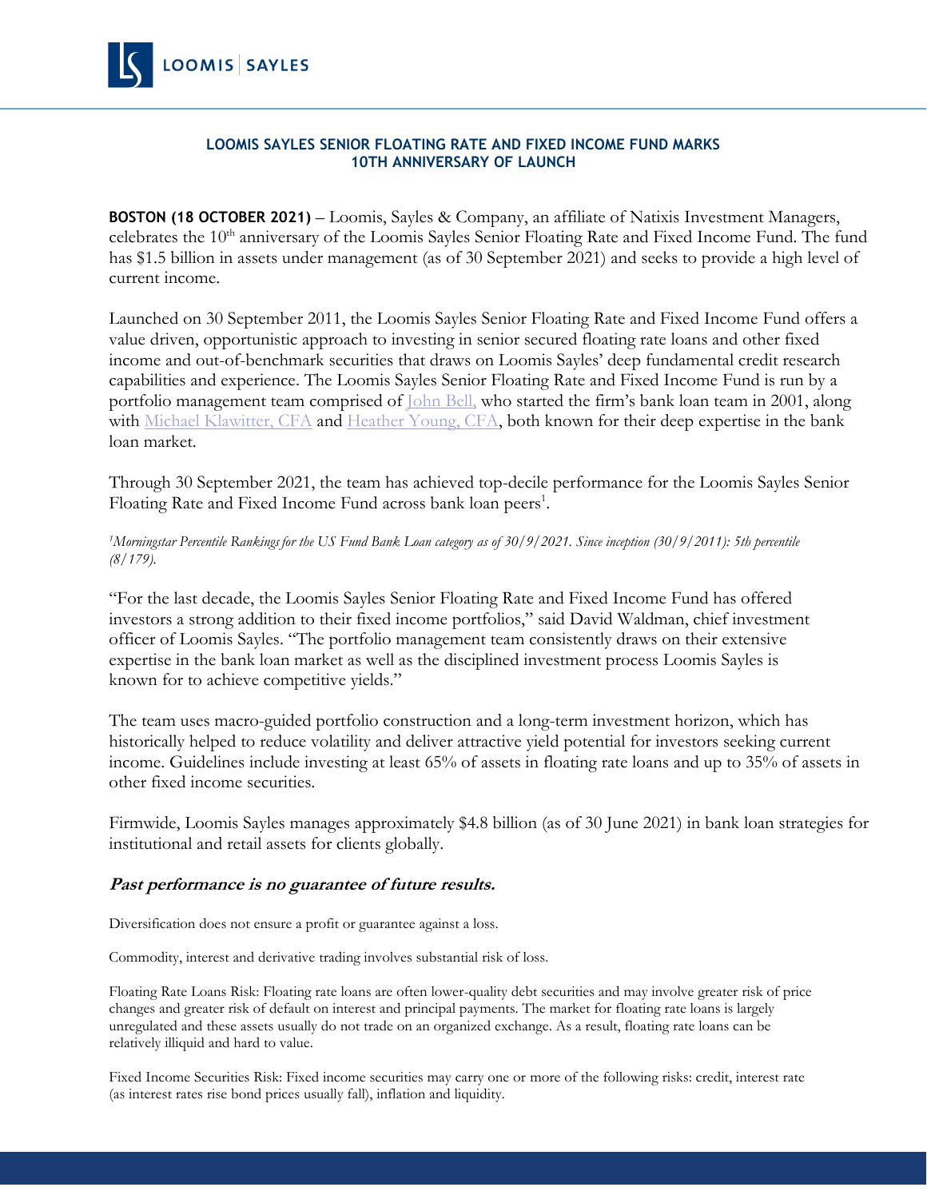# LOOMIS SAYLES SENIOR FLOATING RATE AND FIXED INCOME FUND MARKS 10TH ANNIVERSARY OF LAUNCH

**BOSTON (18 OCTOBER 2021)** – Loomis, Sayles & Company, an affiliate of Natixis Investment Managers, celebrates the 10th anniversary of the Loomis Sayles Senior Floating Rate and Fixed Income Fund. The fund has $1.5 billion in assets under management (as of 30 September 2021) and seeks to provide a high level of current income.

Launched on 30 September 2011, the Loomis Sayles Senior Floating Rate and Fixed Income Fund offers a value driven, opportunistic approach to investing in senior secured floating rate loans and other fixed income and out-of-benchmark securities that draws on Loomis Sayles' deep fundamental credit research capabilities and experience. The Loomis Sayles Senior Floating Rate and Fixed Income Fund is run by a portfolio management team comprised of John Bell, who started the firm's bank loan team in 2001, along with Michael Klawitter, CFA and Heather Young, CFA, both known for their deep expertise in the bank loan market.

Through 30 September 2021, the team has achieved top-decile performance for the Loomis Sayles Senior Floating Rate and Fixed Income Fund across bank loan peers[1].

*[1]Morningstar Percentile Rankings for the US Fund Bank Loan category as of 30/9/2021. Since inception (30/9/2011): 5th percentile (8/179).*

"For the last decade, the Loomis Sayles Senior Floating Rate and Fixed Income Fund has offered investors a strong addition to their fixed income portfolios," said David Waldman, chief investment officer of Loomis Sayles. "The portfolio management team consistently draws on their extensive expertise in the bank loan market as well as the disciplined investment process Loomis Sayles is known for to achieve competitive yields."

The team uses macro-guided portfolio construction and a long-term investment horizon, which has historically helped to reduce volatility and deliver attractive yield potential for investors seeking current income. Guidelines include investing at least 65% of assets in floating rate loans and up to 35% of assets in other fixed income securities.

Firmwide, Loomis Sayles manages approximately $4.8 billion (as of 30 June 2021) in bank loan strategies for institutional and retail assets for clients globally.

### *Past performance is no guarantee of future results.*

Diversification does not ensure a profit or guarantee against a loss.

Commodity, interest and derivative trading involves substantial risk of loss.

Floating Rate Loans Risk: Floating rate loans are often lower-quality debt securities and may involve greater risk of price changes and greater risk of default on interest and principal payments. The market for floating rate loans is largely unregulated and these assets usually do not trade on an organized exchange. As a result, floating rate loans can be relatively illiquid and hard to value.

Fixed Income Securities Risk: Fixed income securities may carry one or more of the following risks: credit, interest rate (as interest rates rise bond prices usually fall), inflation and liquidity.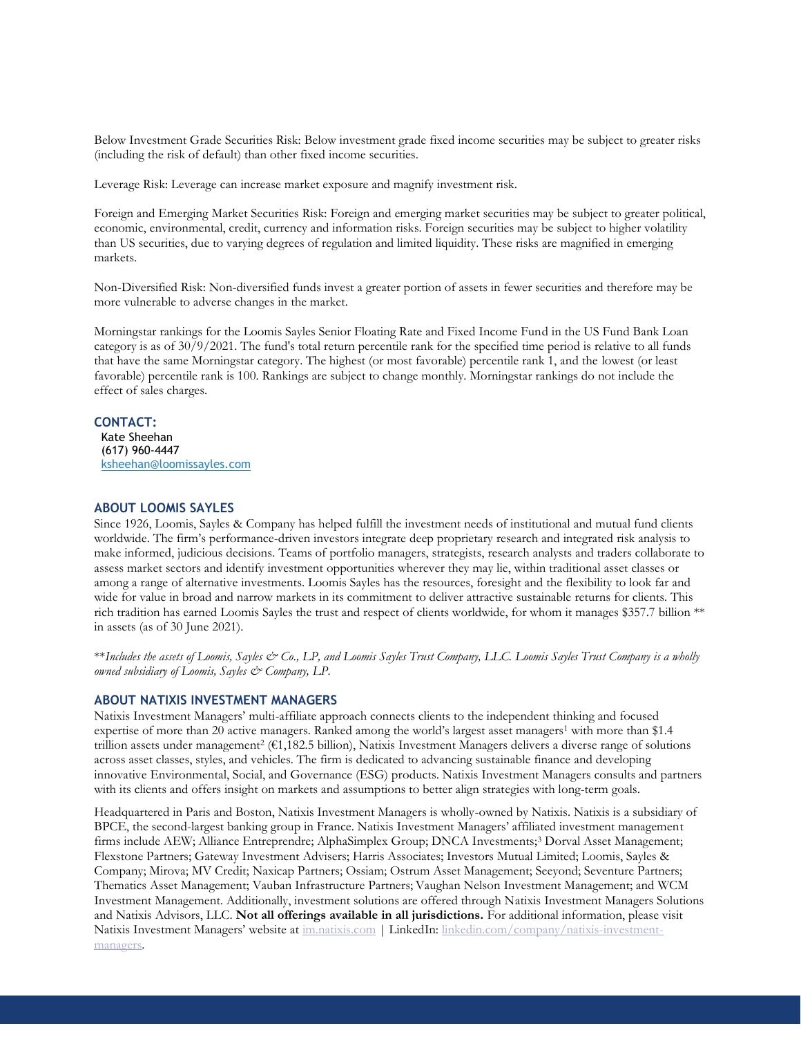Below Investment Grade Securities Risk: Below investment grade fixed income securities may be subject to greater risks (including the risk of default) than other fixed income securities.

Leverage Risk: Leverage can increase market exposure and magnify investment risk.

Foreign and Emerging Market Securities Risk: Foreign and emerging market securities may be subject to greater political, economic, environmental, credit, currency and information risks. Foreign securities may be subject to higher volatility than US securities, due to varying degrees of regulation and limited liquidity. These risks are magnified in emerging markets.

Non-Diversified Risk: Non-diversified funds invest a greater portion of assets in fewer securities and therefore may be more vulnerable to adverse changes in the market.

Morningstar rankings for the Loomis Sayles Senior Floating Rate and Fixed Income Fund in the US Fund Bank Loan category is as of 30/9/2021. The fund's total return percentile rank for the specified time period is relative to all funds that have the same Morningstar category. The highest (or most favorable) percentile rank 1, and the lowest (or least favorable) percentile rank is 100. Rankings are subject to change monthly. Morningstar rankings do not include the effect of sales charges.

### CONTACT:

Kate Sheehan
(617) 960-4447
ksheehan@loomissayles.com

### ABOUT LOOMIS SAYLES

Since 1926, Loomis, Sayles & Company has helped fulfill the investment needs of institutional and mutual fund clients worldwide. The firm's performance-driven investors integrate deep proprietary research and integrated risk analysis to make informed, judicious decisions. Teams of portfolio managers, strategists, research analysts and traders collaborate to assess market sectors and identify investment opportunities wherever they may lie, within traditional asset classes or among a range of alternative investments. Loomis Sayles has the resources, foresight and the flexibility to look far and wide for value in broad and narrow markets in its commitment to deliver attractive sustainable returns for clients. This rich tradition has earned Loomis Sayles the trust and respect of clients worldwide, for whom it manages $357.7 billion ** in assets (as of 30 June 2021).

***Includes the assets of Loomis, Sayles & Co., LP, and Loomis Sayles Trust Company, LLC. Loomis Sayles Trust Company is a wholly owned subsidiary of Loomis, Sayles & Company, LP.*

### ABOUT NATIXIS INVESTMENT MANAGERS

Natixis Investment Managers' multi-affiliate approach connects clients to the independent thinking and focused expertise of more than 20 active managers. Ranked among the world's largest asset managers[1] with more than $1.4 trillion assets under management[2] (€1,182.5 billion), Natixis Investment Managers delivers a diverse range of solutions across asset classes, styles, and vehicles. The firm is dedicated to advancing sustainable finance and developing innovative Environmental, Social, and Governance (ESG) products. Natixis Investment Managers consults and partners with its clients and offers insight on markets and assumptions to better align strategies with long-term goals.

Headquartered in Paris and Boston, Natixis Investment Managers is wholly-owned by Natixis. Natixis is a subsidiary of BPCE, the second-largest banking group in France. Natixis Investment Managers' affiliated investment management firms include AEW; Alliance Entreprendre; AlphaSimplex Group; DNCA Investments;[3] Dorval Asset Management; Flexstone Partners; Gateway Investment Advisers; Harris Associates; Investors Mutual Limited; Loomis, Sayles & Company; Mirova; MV Credit; Naxicap Partners; Ossiam; Ostrum Asset Management; Seeyond; Seventure Partners; Thematics Asset Management; Vauban Infrastructure Partners; Vaughan Nelson Investment Management; and WCM Investment Management. Additionally, investment solutions are offered through Natixis Investment Managers Solutions and Natixis Advisors, LLC. **Not all offerings available in all jurisdictions.** For additional information, please visit Natixis Investment Managers' website at im.natixis.com | LinkedIn: linkedin.com/company/natixis-investment-managers.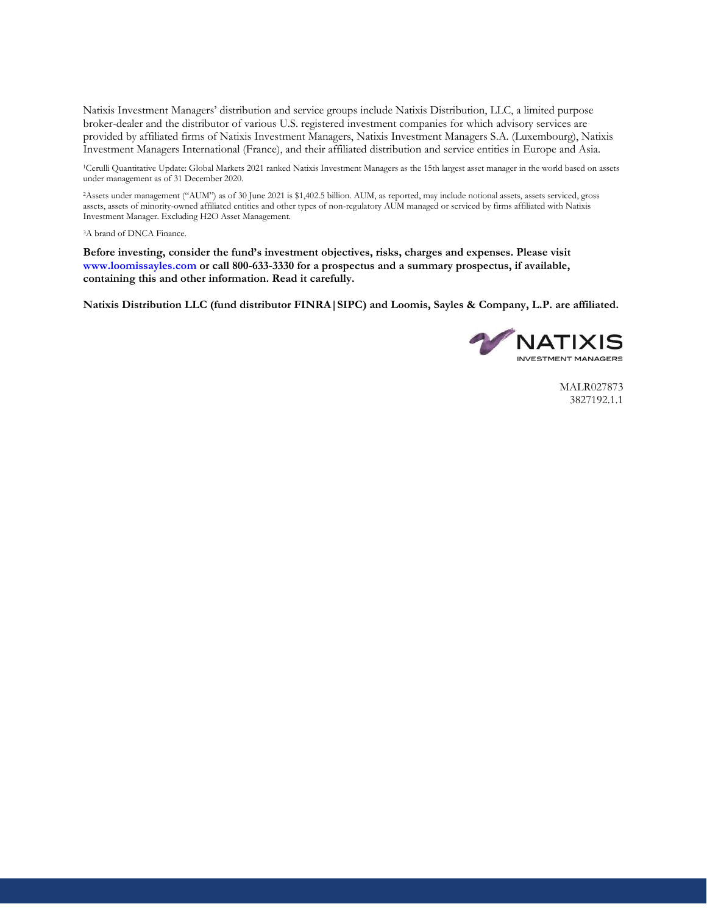Natixis Investment Managers' distribution and service groups include Natixis Distribution, LLC, a limited purpose broker-dealer and the distributor of various U.S. registered investment companies for which advisory services are provided by affiliated firms of Natixis Investment Managers, Natixis Investment Managers S.A. (Luxembourg), Natixis Investment Managers International (France), and their affiliated distribution and service entities in Europe and Asia.

[1]Cerulli Quantitative Update: Global Markets 2021 ranked Natixis Investment Managers as the 15th largest asset manager in the world based on assets under management as of 31 December 2020.

[2]Assets under management ("AUM") as of 30 June 2021 is $1,402.5 billion. AUM, as reported, may include notional assets, assets serviced, gross assets, assets of minority-owned affiliated entities and other types of non-regulatory AUM managed or serviced by firms affiliated with Natixis Investment Manager. Excluding H2O Asset Management.

[3]A brand of DNCA Finance.

**Before investing, consider the fund's investment objectives, risks, charges and expenses. Please visit www.loomissayles.com or call 800-633-3330 for a prospectus and a summary prospectus, if available, containing this and other information. Read it carefully.**

**Natixis Distribution LLC (fund distributor FINRA|SIPC) and Loomis, Sayles & Company, L.P. are affiliated.**

NATIXIS
INVESTMENT MANAGERS

MALR027873
3827192.1.1